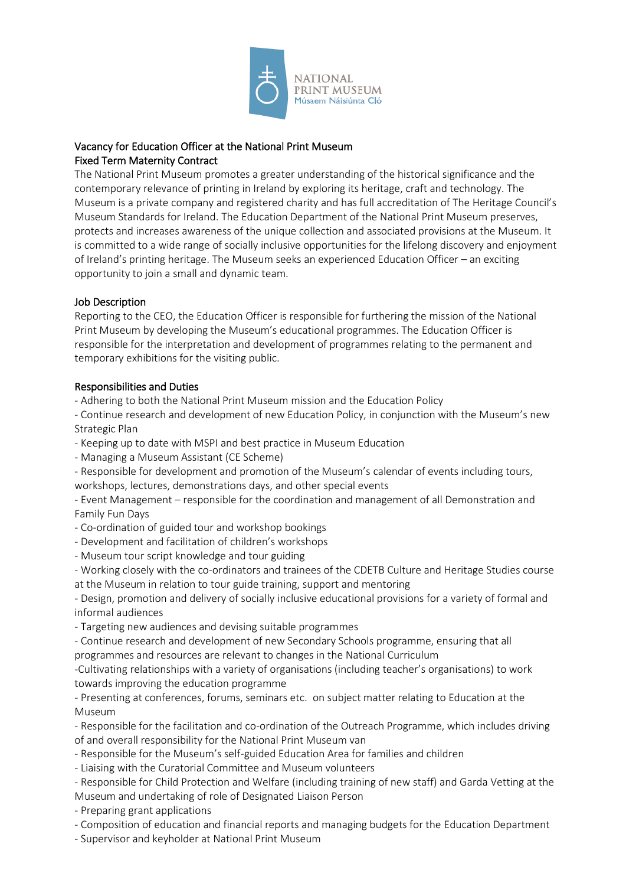NATIONAL PRINT MUSEUM
Músaem Náisiúnta Cló

## Vacancy for Education Officer at the National Print Museum
## Fixed Term Maternity Contract

The National Print Museum promotes a greater understanding of the historical significance and the contemporary relevance of printing in Ireland by exploring its heritage, craft and technology. The Museum is a private company and registered charity and has full accreditation of The Heritage Council's Museum Standards for Ireland. The Education Department of the National Print Museum preserves, protects and increases awareness of the unique collection and associated provisions at the Museum. It is committed to a wide range of socially inclusive opportunities for the lifelong discovery and enjoyment of Ireland's printing heritage. The Museum seeks an experienced Education Officer – an exciting opportunity to join a small and dynamic team.

### Job Description

Reporting to the CEO, the Education Officer is responsible for furthering the mission of the National Print Museum by developing the Museum's educational programmes. The Education Officer is responsible for the interpretation and development of programmes relating to the permanent and temporary exhibitions for the visiting public.

### Responsibilities and Duties

- Adhering to both the National Print Museum mission and the Education Policy
- Continue research and development of new Education Policy, in conjunction with the Museum's new Strategic Plan
- Keeping up to date with MSPI and best practice in Museum Education
- Managing a Museum Assistant (CE Scheme)
- Responsible for development and promotion of the Museum's calendar of events including tours, workshops, lectures, demonstrations days, and other special events
- Event Management – responsible for the coordination and management of all Demonstration and Family Fun Days
- Co-ordination of guided tour and workshop bookings
- Development and facilitation of children's workshops
- Museum tour script knowledge and tour guiding
- Working closely with the co-ordinators and trainees of the CDETB Culture and Heritage Studies course at the Museum in relation to tour guide training, support and mentoring
- Design, promotion and delivery of socially inclusive educational provisions for a variety of formal and informal audiences
- Targeting new audiences and devising suitable programmes
- Continue research and development of new Secondary Schools programme, ensuring that all programmes and resources are relevant to changes in the National Curriculum
- Cultivating relationships with a variety of organisations (including teacher's organisations) to work towards improving the education programme
- Presenting at conferences, forums, seminars etc. on subject matter relating to Education at the Museum
- Responsible for the facilitation and co-ordination of the Outreach Programme, which includes driving of and overall responsibility for the National Print Museum van
- Responsible for the Museum's self-guided Education Area for families and children
- Liaising with the Curatorial Committee and Museum volunteers
- Responsible for Child Protection and Welfare (including training of new staff) and Garda Vetting at the Museum and undertaking of role of Designated Liaison Person
- Preparing grant applications
- Composition of education and financial reports and managing budgets for the Education Department
- Supervisor and keyholder at National Print Museum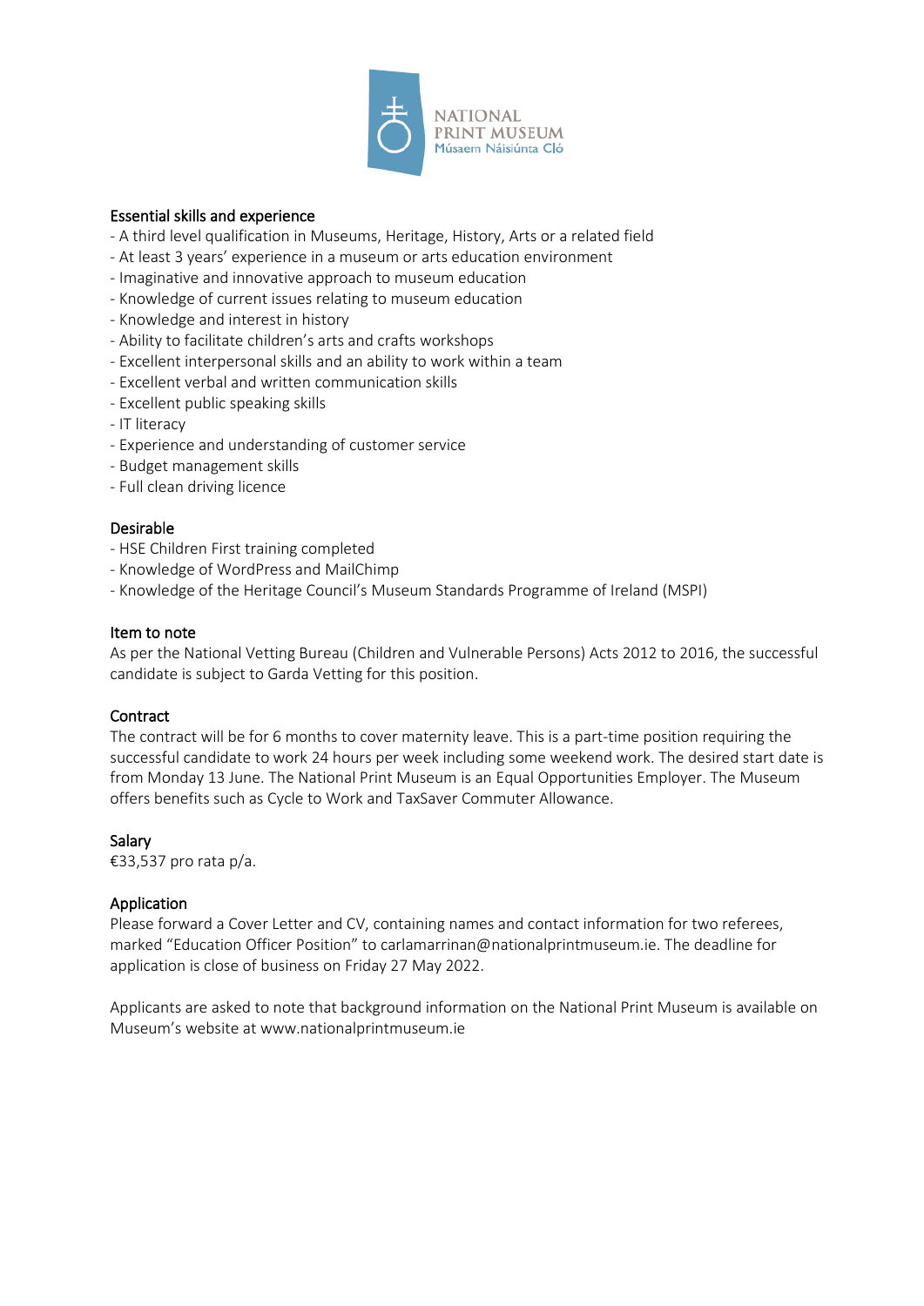## Essential skills and experience

- A third level qualification in Museums, Heritage, History, Arts or a related field
- At least 3 years' experience in a museum or arts education environment
- Imaginative and innovative approach to museum education
- Knowledge of current issues relating to museum education
- Knowledge and interest in history
- Ability to facilitate children's arts and crafts workshops
- Excellent interpersonal skills and an ability to work within a team
- Excellent verbal and written communication skills
- Excellent public speaking skills
- IT literacy
- Experience and understanding of customer service
- Budget management skills
- Full clean driving licence

## Desirable

- HSE Children First training completed
- Knowledge of WordPress and MailChimp
- Knowledge of the Heritage Council's Museum Standards Programme of Ireland (MSPI)

## Item to note

As per the National Vetting Bureau (Children and Vulnerable Persons) Acts 2012 to 2016, the successful candidate is subject to Garda Vetting for this position.

## Contract

The contract will be for 6 months to cover maternity leave. This is a part-time position requiring the successful candidate to work 24 hours per week including some weekend work. The desired start date is from Monday 13 June. The National Print Museum is an Equal Opportunities Employer. The Museum offers benefits such as Cycle to Work and TaxSaver Commuter Allowance.

## Salary

€33,537 pro rata p/a.

## Application

Please forward a Cover Letter and CV, containing names and contact information for two referees, marked "Education Officer Position" to carlamarrinan@nationalprintmuseum.ie. The deadline for application is close of business on Friday 27 May 2022.

Applicants are asked to note that background information on the National Print Museum is available on Museum's website at www.nationalprintmuseum.ie